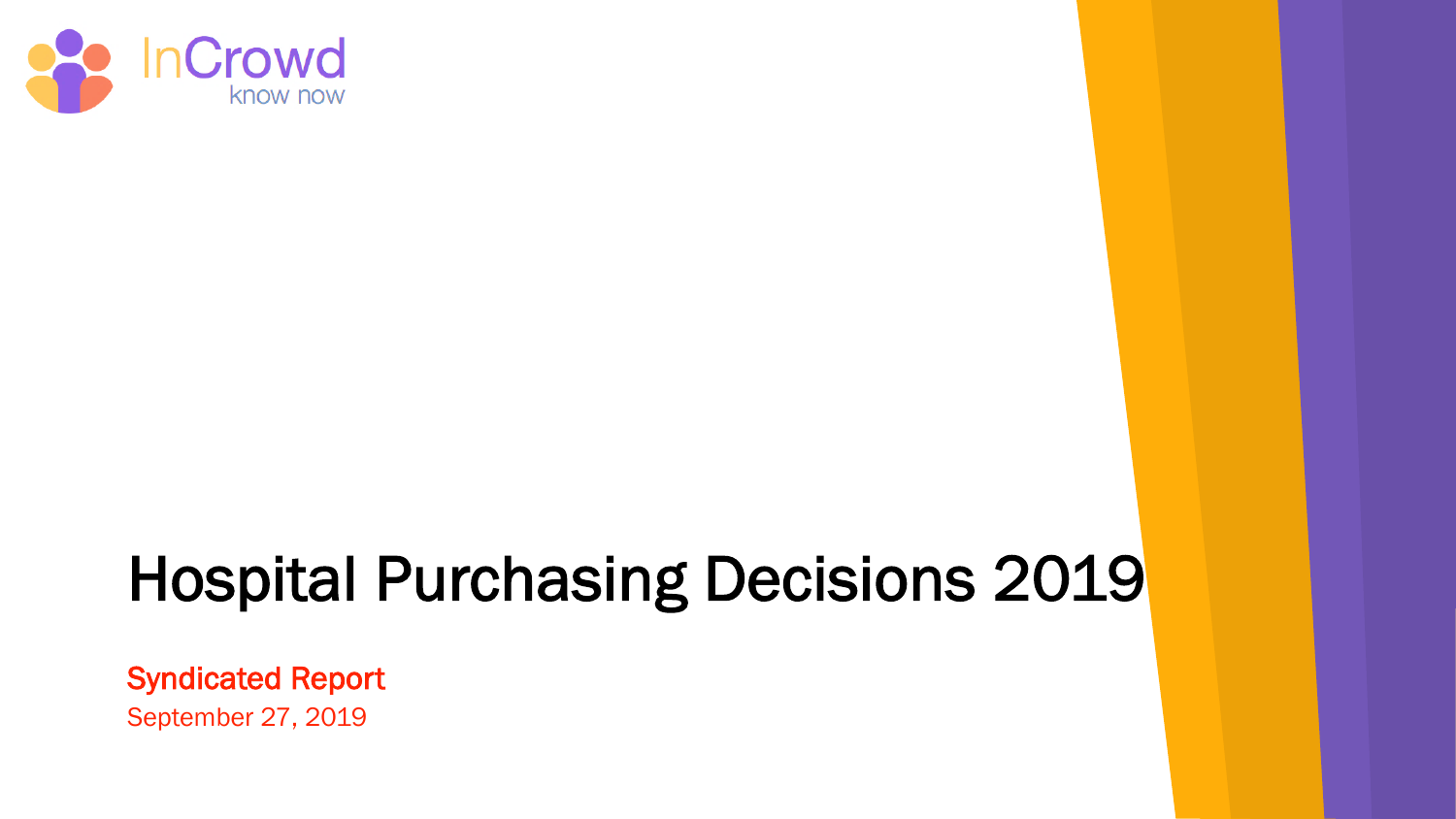InCrowd
know now

# Hospital Purchasing Decisions 2019

**Syndicated Report**

September 27, 2019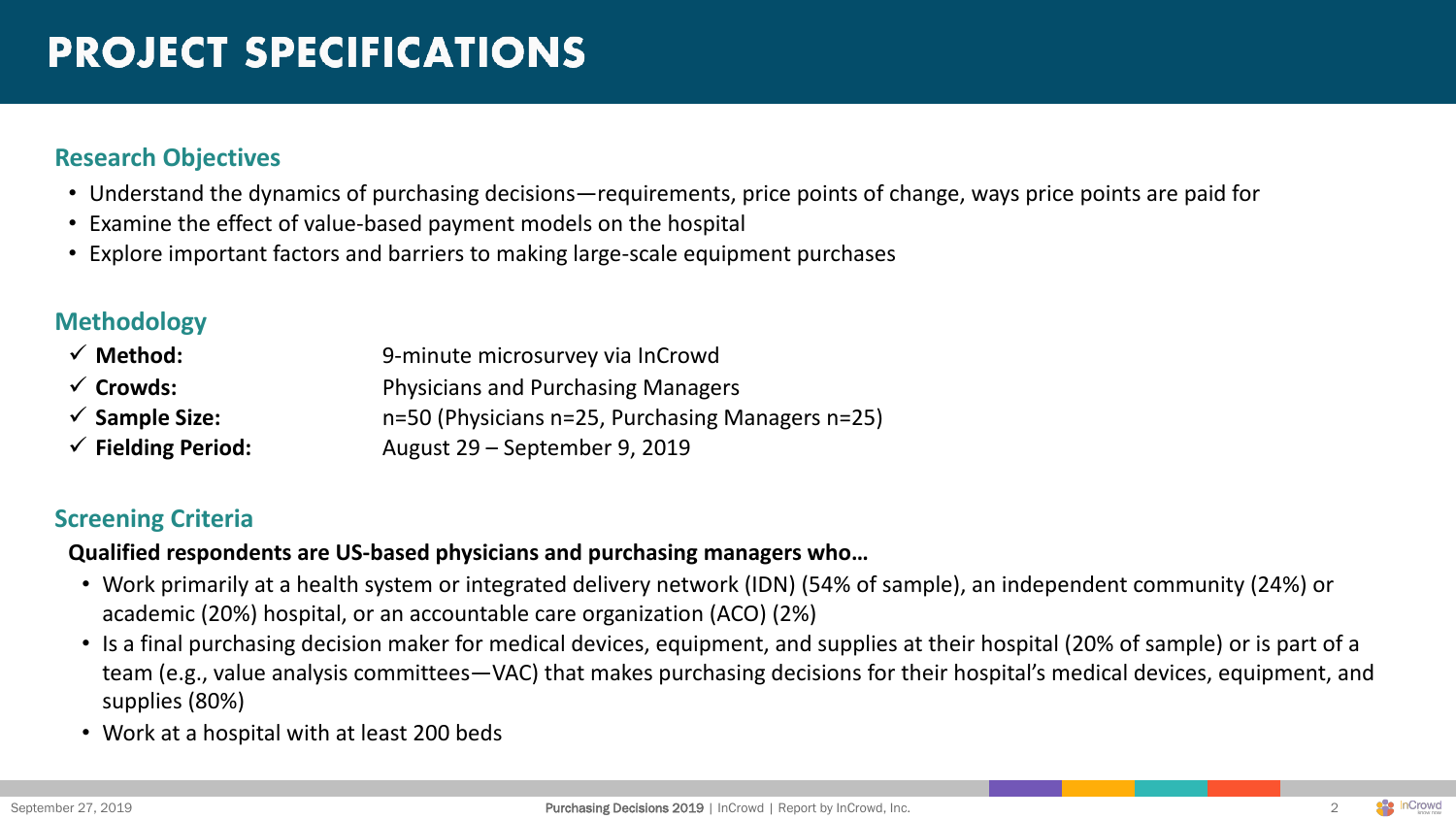# PROJECT SPECIFICATIONS

## Research Objectives

- Understand the dynamics of purchasing decisions—requirements, price points of change, ways price points are paid for
- Examine the effect of value-based payment models on the hospital
- Explore important factors and barriers to making large-scale equipment purchases

## Methodology

- ✓ **Method:** 9-minute microsurvey via InCrowd
- ✓ **Crowds:** Physicians and Purchasing Managers
- ✓ **Sample Size:** n=50 (Physicians n=25, Purchasing Managers n=25)
- ✓ **Fielding Period:** August 29 – September 9, 2019

## Screening Criteria

**Qualified respondents are US-based physicians and purchasing managers who…**

- Work primarily at a health system or integrated delivery network (IDN) (54% of sample), an independent community (24%) or academic (20%) hospital, or an accountable care organization (ACO) (2%)
- Is a final purchasing decision maker for medical devices, equipment, and supplies at their hospital (20% of sample) or is part of a team (e.g., value analysis committees—VAC) that makes purchasing decisions for their hospital's medical devices, equipment, and supplies (80%)
- Work at a hospital with at least 200 beds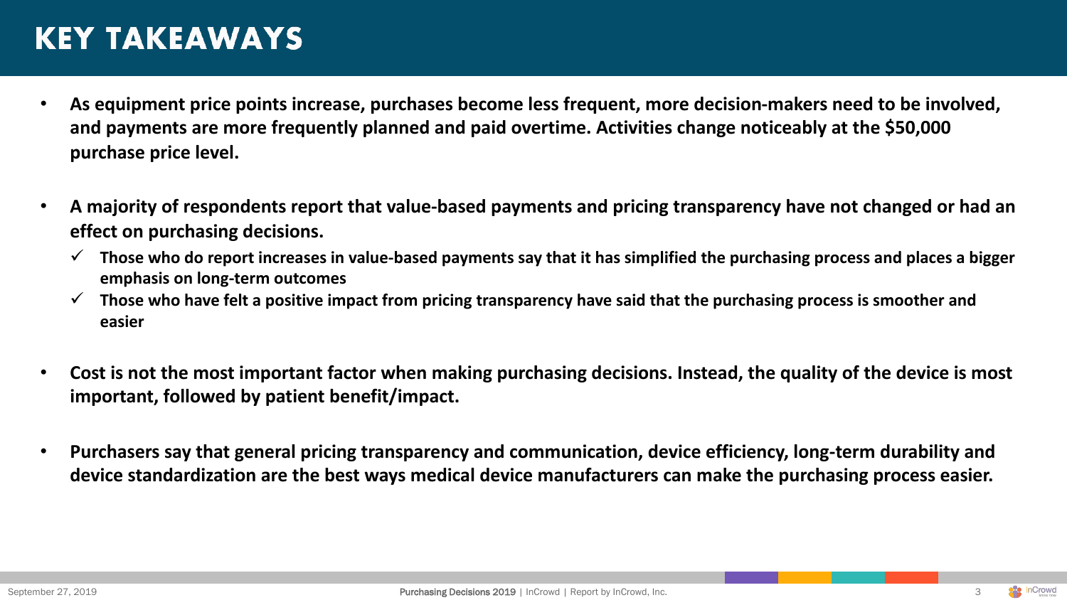# KEY TAKEAWAYS

- **As equipment price points increase, purchases become less frequent, more decision-makers need to be involved, and payments are more frequently planned and paid overtime. Activities change noticeably at the $50,000 purchase price level.**

- **A majority of respondents report that value-based payments and pricing transparency have not changed or had an effect on purchasing decisions.**
  - ✓ **Those who do report increases in value-based payments say that it has simplified the purchasing process and places a bigger emphasis on long-term outcomes**
  - ✓ **Those who have felt a positive impact from pricing transparency have said that the purchasing process is smoother and easier**

- **Cost is not the most important factor when making purchasing decisions. Instead, the quality of the device is most important, followed by patient benefit/impact.**

- **Purchasers say that general pricing transparency and communication, device efficiency, long-term durability and device standardization are the best ways medical device manufacturers can make the purchasing process easier.**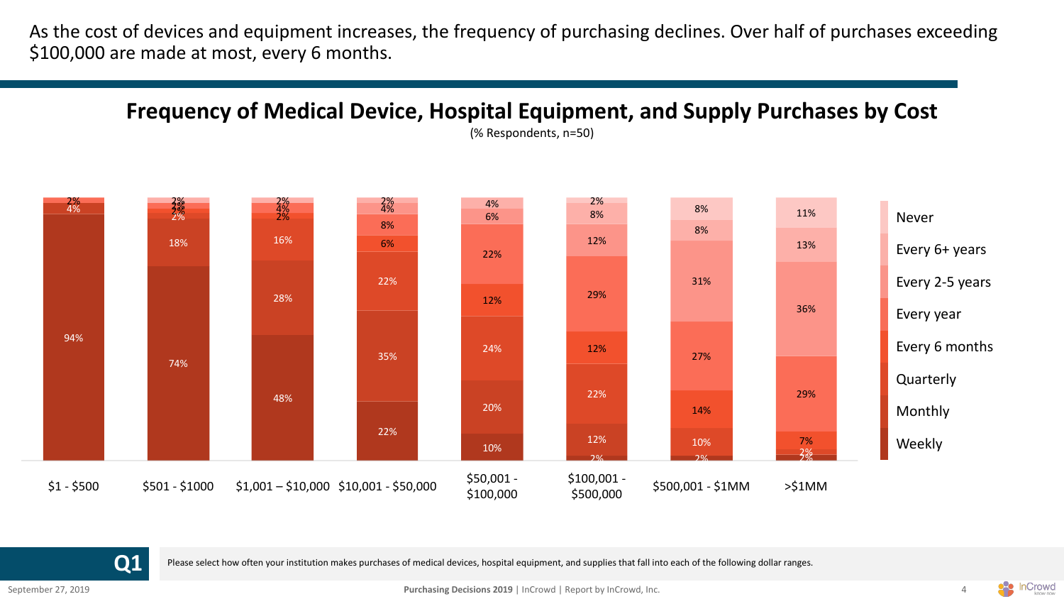As the cost of devices and equipment increases, the frequency of purchasing declines. Over half of purchases exceeding $100,000 are made at most, every 6 months.

## Frequency of Medical Device, Hospital Equipment, and Supply Purchases by Cost

(% Respondents, n=50)

$1 - $500: 2%, 4%, 94%

$501 - $1000: 2%, 2%, 2%, 2%, 18%, 74%

$1,001 – $10,000: 2%, 4%, 2%, 16%, 28%, 48%

$10,001 - $50,000: 2%, 4%, 8%, 6%, 22%, 35%, 22%

$50,001 - $100,000: 4%, 6%, 22%, 12%, 24%, 20%, 10%

$100,001 - $500,000: 2%, 8%, 12%, 29%, 12%, 22%, 12%, 2%

$500,001 - $1MM: 8%, 8%, 31%, 27%, 14%, 10%, 2%

>$1MM: 11%, 13%, 36%, 29%, 7%, 2%, 2%

Never

Every 6+ years

Every 2-5 years

Every year

Every 6 months

Quarterly

Monthly

Weekly

**Q1** Please select how often your institution makes purchases of medical devices, hospital equipment, and supplies that fall into each of the following dollar ranges.

September 27, 2019

**Purchasing Decisions 2019** | InCrowd | Report by InCrowd, Inc.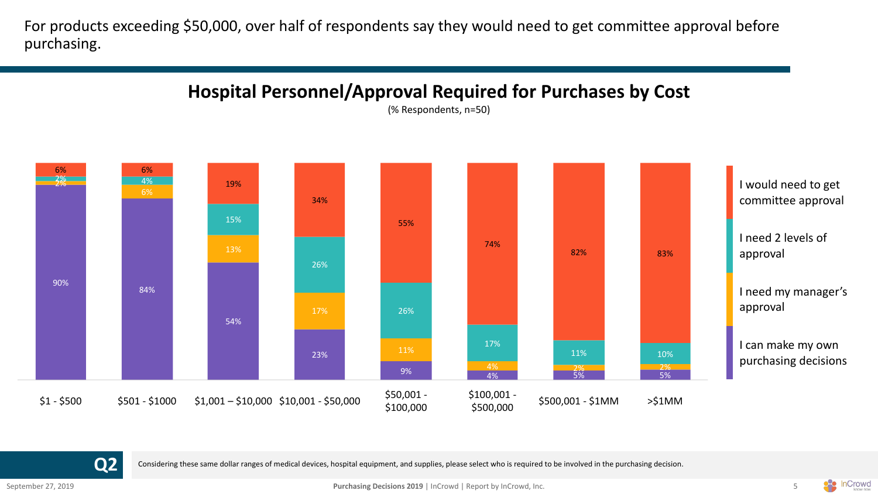For products exceeding $50,000, over half of respondents say they would need to get committee approval before purchasing.

## Hospital Personnel/Approval Required for Purchases by Cost

(% Respondents, n=50)

$1 - $500: 6%, 2%, 2%, 90%

$501 - $1000: 6%, 4%, 6%, 84%

$1,001 – $10,000: 19%, 15%, 13%, 54%

$10,001 - $50,000: 34%, 26%, 17%, 23%

$50,001 - $100,000: 55%, 26%, 11%, 9%

$100,001 - $500,000: 74%, 17%, 4%, 4%

$500,001 - $1MM: 82%, 11%, 2%, 5%

>$1MM: 83%, 10%, 2%, 5%

I would need to get committee approval

I need 2 levels of approval

I need my manager's approval

I can make my own purchasing decisions

**Q2** Considering these same dollar ranges of medical devices, hospital equipment, and supplies, please select who is required to be involved in the purchasing decision.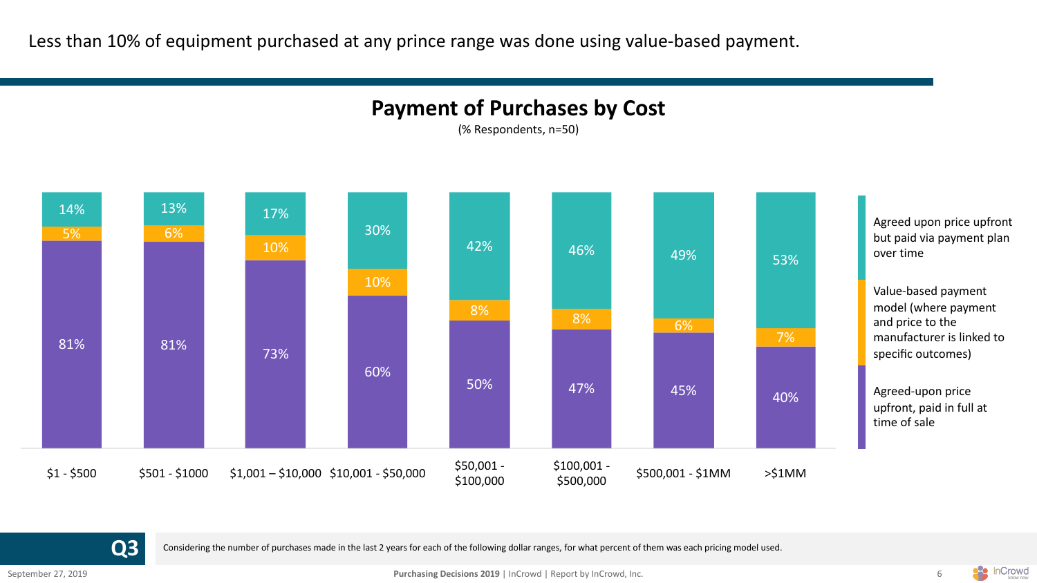Less than 10% of equipment purchased at any prince range was done using value-based payment.

## Payment of Purchases by Cost

(% Respondents, n=50)

$1 - $500: 14%, 5%, 81%

$501 - $1000: 13%, 6%, 81%

$1,001 – $10,000: 17%, 10%, 73%

$10,001 - $50,000: 30%, 10%, 60%

$50,001 - $100,000: 42%, 8%, 50%

$100,001 - $500,000: 46%, 8%, 47%

$500,001 - $1MM: 49%, 6%, 45%

>$1MM: 53%, 7%, 40%

Agreed upon price upfront but paid via payment plan over time

Value-based payment model (where payment and price to the manufacturer is linked to specific outcomes)

Agreed-upon price upfront, paid in full at time of sale

**Q3** Considering the number of purchases made in the last 2 years for each of the following dollar ranges, for what percent of them was each pricing model used.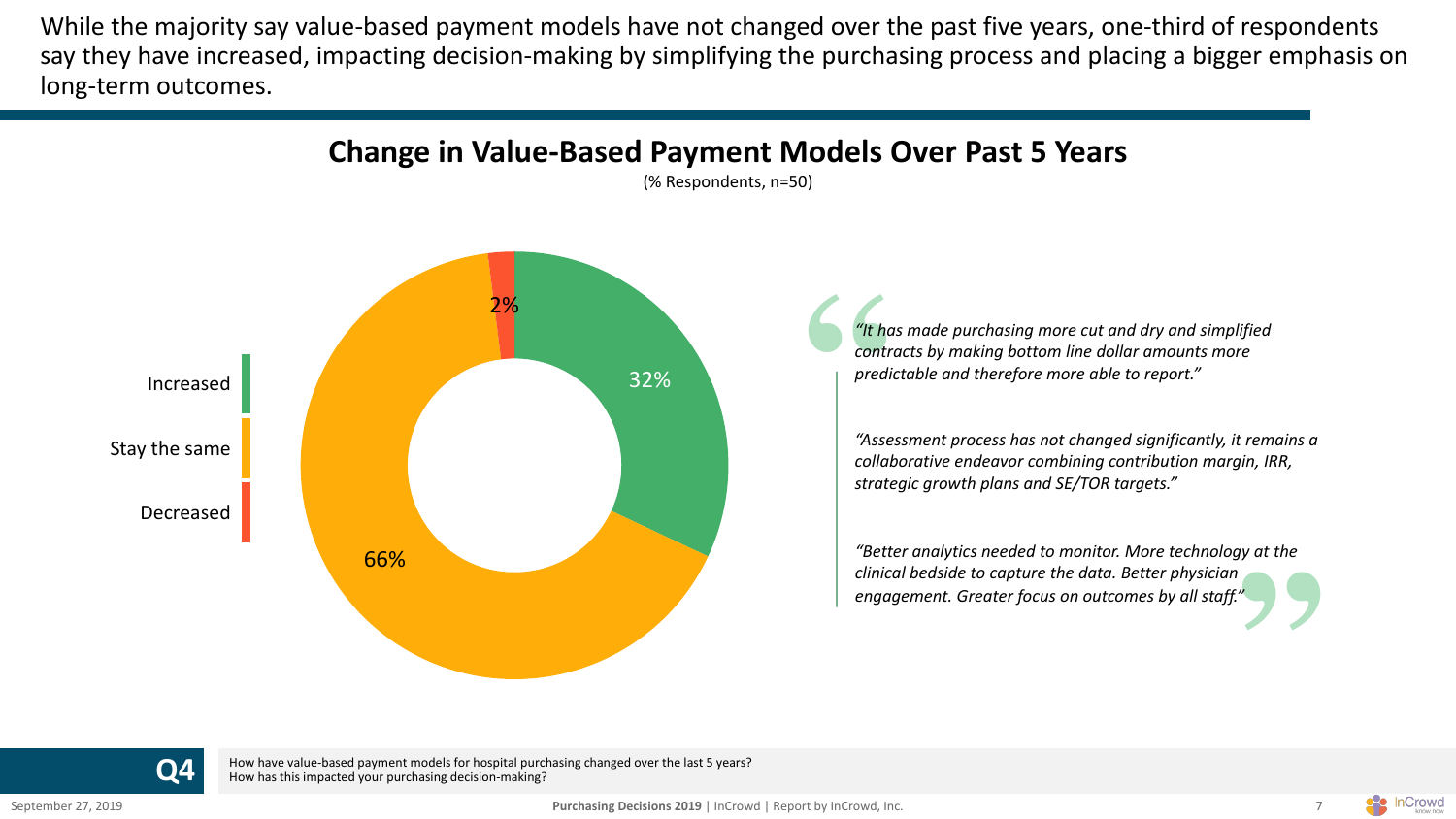While the majority say value-based payment models have not changed over the past five years, one-third of respondents say they have increased, impacting decision-making by simplifying the purchasing process and placing a bigger emphasis on long-term outcomes.

## Change in Value-Based Payment Models Over Past 5 Years

(% Respondents, n=50)

Increased
Stay the same
Decreased

32%
66%
2%

*"It has made purchasing more cut and dry and simplified contracts by making bottom line dollar amounts more predictable and therefore more able to report."*

*"Assessment process has not changed significantly, it remains a collaborative endeavor combining contribution margin, IRR, strategic growth plans and SE/TOR targets."*

*"Better analytics needed to monitor. More technology at the clinical bedside to capture the data. Better physician engagement. Greater focus on outcomes by all staff."*

**Q4** How have value-based payment models for hospital purchasing changed over the last 5 years?
How has this impacted your purchasing decision-making?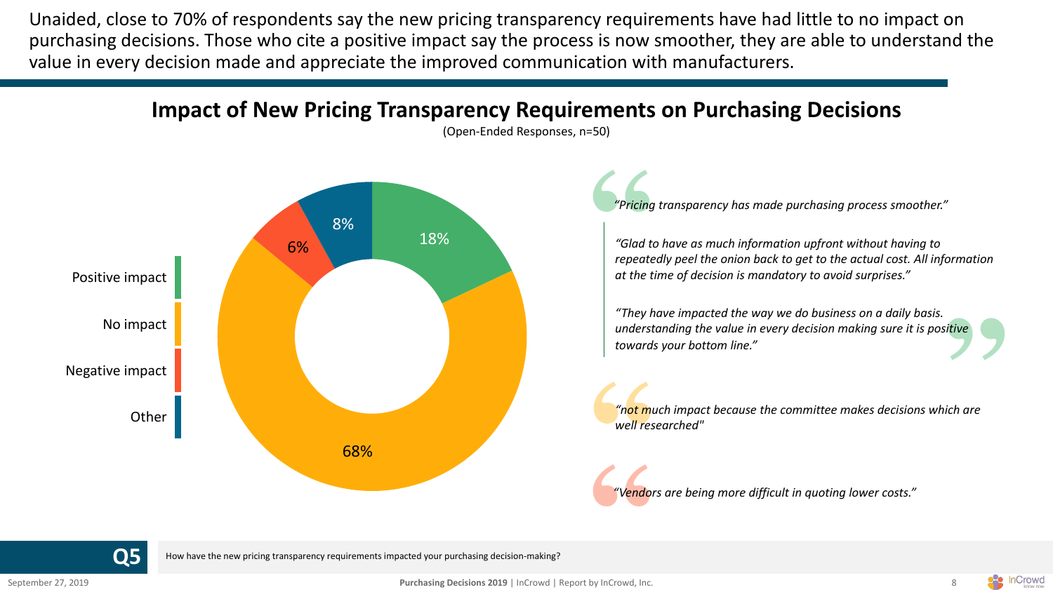Unaided, close to 70% of respondents say the new pricing transparency requirements have had little to no impact on purchasing decisions. Those who cite a positive impact say the process is now smoother, they are able to understand the value in every decision made and appreciate the improved communication with manufacturers.

## Impact of New Pricing Transparency Requirements on Purchasing Decisions

(Open-Ended Responses, n=50)

Positive impact

No impact

Negative impact

Other

18%

68%

6%

8%

*"Pricing transparency has made purchasing process smoother."*

*"Glad to have as much information upfront without having to repeatedly peel the onion back to get to the actual cost. All information at the time of decision is mandatory to avoid surprises."*

*"They have impacted the way we do business on a daily basis. understanding the value in every decision making sure it is positive towards your bottom line."*

*"not much impact because the committee makes decisions which are well researched"*

*"Vendors are being more difficult in quoting lower costs."*

**Q5** How have the new pricing transparency requirements impacted your purchasing decision-making?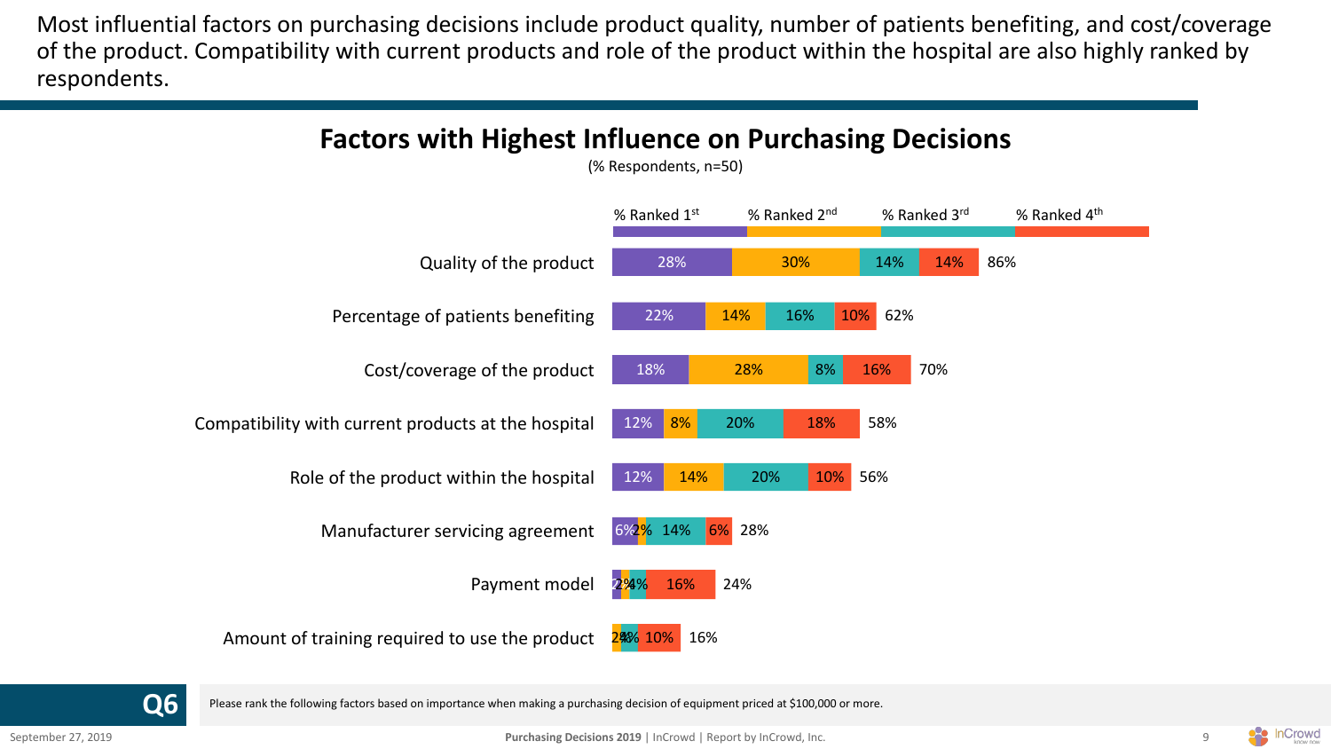Most influential factors on purchasing decisions include product quality, number of patients benefiting, and cost/coverage of the product. Compatibility with current products and role of the product within the hospital are also highly ranked by respondents.

## Factors with Highest Influence on Purchasing Decisions

(% Respondents, n=50)

% Ranked 1st
% Ranked 2nd
% Ranked 3rd
% Ranked 4th

Quality of the product 28% 30% 14% 14% 86%

Percentage of patients benefiting 22% 14% 16% 10% 62%

Cost/coverage of the product 18% 28% 8% 16% 70%

Compatibility with current products at the hospital 12% 8% 20% 18% 58%

Role of the product within the hospital 12% 14% 20% 10% 56%

Manufacturer servicing agreement 6% 2% 14% 6% 28%

Payment model 2% 2% 4% 16% 24%

Amount of training required to use the product 2% 4% 10% 16%

**Q6** Please rank the following factors based on importance when making a purchasing decision of equipment priced at $100,000 or more.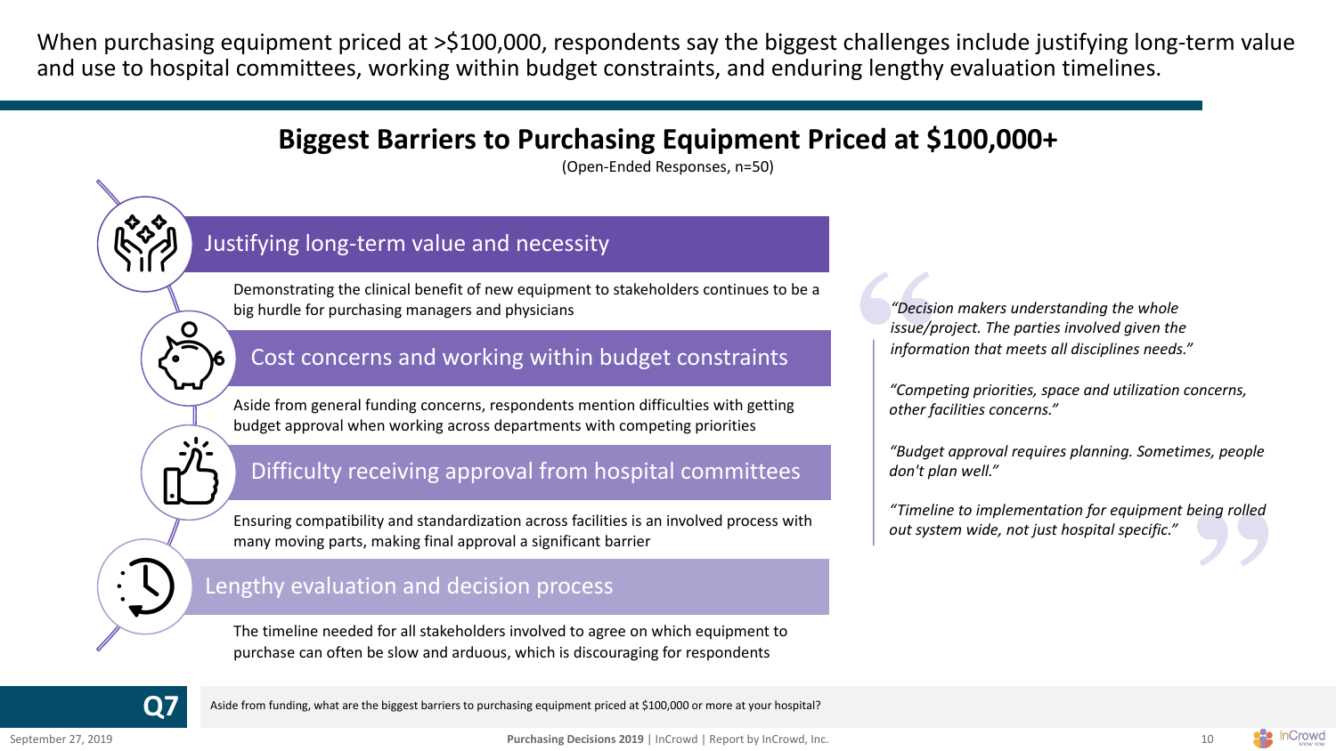When purchasing equipment priced at >$100,000, respondents say the biggest challenges include justifying long-term value and use to hospital committees, working within budget constraints, and enduring lengthy evaluation timelines.

## Biggest Barriers to Purchasing Equipment Priced at $100,000+

(Open-Ended Responses, n=50)

### Justifying long-term value and necessity

Demonstrating the clinical benefit of new equipment to stakeholders continues to be a big hurdle for purchasing managers and physicians

### Cost concerns and working within budget constraints

Aside from general funding concerns, respondents mention difficulties with getting budget approval when working across departments with competing priorities

### Difficulty receiving approval from hospital committees

Ensuring compatibility and standardization across facilities is an involved process with many moving parts, making final approval a significant barrier

### Lengthy evaluation and decision process

The timeline needed for all stakeholders involved to agree on which equipment to purchase can often be slow and arduous, which is discouraging for respondents

*"Decision makers understanding the whole issue/project. The parties involved given the information that meets all disciplines needs."*

*"Competing priorities, space and utilization concerns, other facilities concerns."*

*"Budget approval requires planning. Sometimes, people don't plan well."*

*"Timeline to implementation for equipment being rolled out system wide, not just hospital specific."*

**Q7** Aside from funding, what are the biggest barriers to purchasing equipment priced at $100,000 or more at your hospital?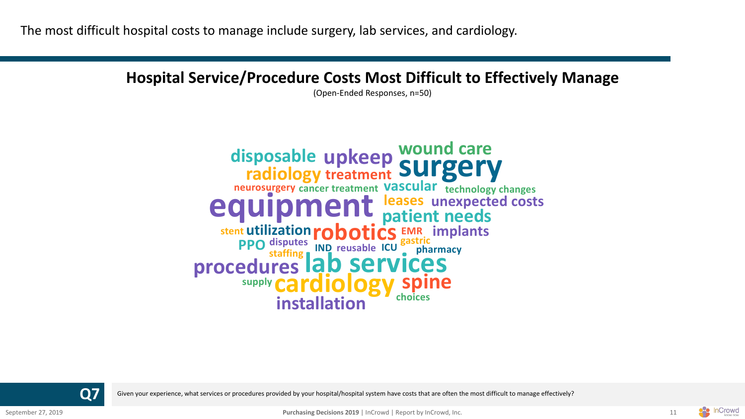The most difficult hospital costs to manage include surgery, lab services, and cardiology.

## Hospital Service/Procedure Costs Most Difficult to Effectively Manage

(Open-Ended Responses, n=50)

disposable upkeep wound care
radiology treatment surgery
neurosurgery cancer treatment vascular technology changes
equipment leases unexpected costs
patient needs
stent utilization robotics EMR implants
PPO disputes gastric
IND reusable ICU pharmacy
staffing
procedures lab services
supply cardiology spine
choices
installation

**Q7** Given your experience, what services or procedures provided by your hospital/hospital system have costs that are often the most difficult to manage effectively?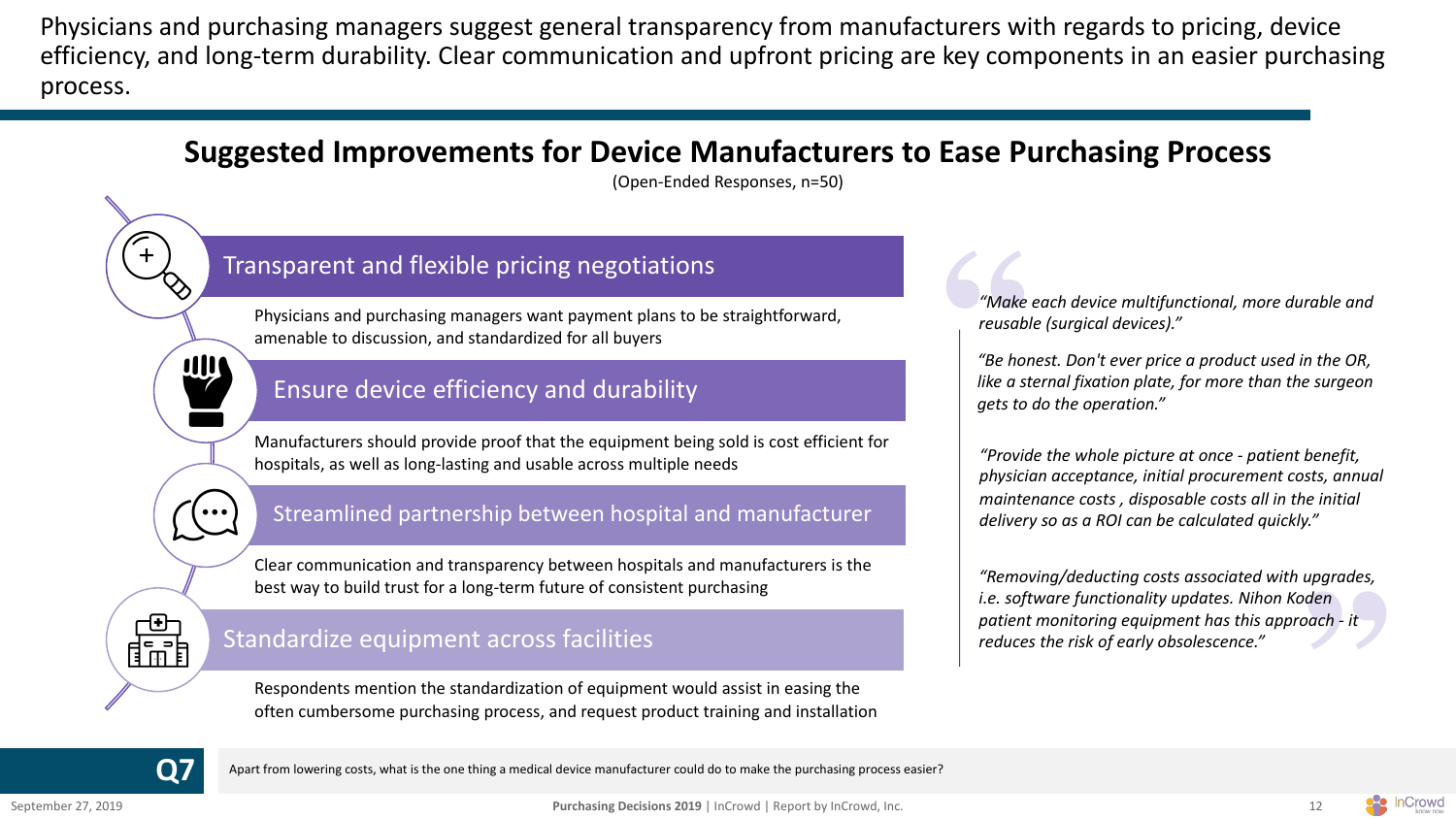Physicians and purchasing managers suggest general transparency from manufacturers with regards to pricing, device efficiency, and long-term durability. Clear communication and upfront pricing are key components in an easier purchasing process.

## Suggested Improvements for Device Manufacturers to Ease Purchasing Process

(Open-Ended Responses, n=50)

### Transparent and flexible pricing negotiations

Physicians and purchasing managers want payment plans to be straightforward, amenable to discussion, and standardized for all buyers

### Ensure device efficiency and durability

Manufacturers should provide proof that the equipment being sold is cost efficient for hospitals, as well as long-lasting and usable across multiple needs

### Streamlined partnership between hospital and manufacturer

Clear communication and transparency between hospitals and manufacturers is the best way to build trust for a long-term future of consistent purchasing

### Standardize equipment across facilities

Respondents mention the standardization of equipment would assist in easing the often cumbersome purchasing process, and request product training and installation

*"Make each device multifunctional, more durable and reusable (surgical devices)."*

*"Be honest. Don't ever price a product used in the OR, like a sternal fixation plate, for more than the surgeon gets to do the operation."*

*"Provide the whole picture at once - patient benefit, physician acceptance, initial procurement costs, annual maintenance costs , disposable costs all in the initial delivery so as a ROI can be calculated quickly."*

*"Removing/deducting costs associated with upgrades, i.e. software functionality updates. Nihon Koden patient monitoring equipment has this approach - it reduces the risk of early obsolescence."*

**Q7** Apart from lowering costs, what is the one thing a medical device manufacturer could do to make the purchasing process easier?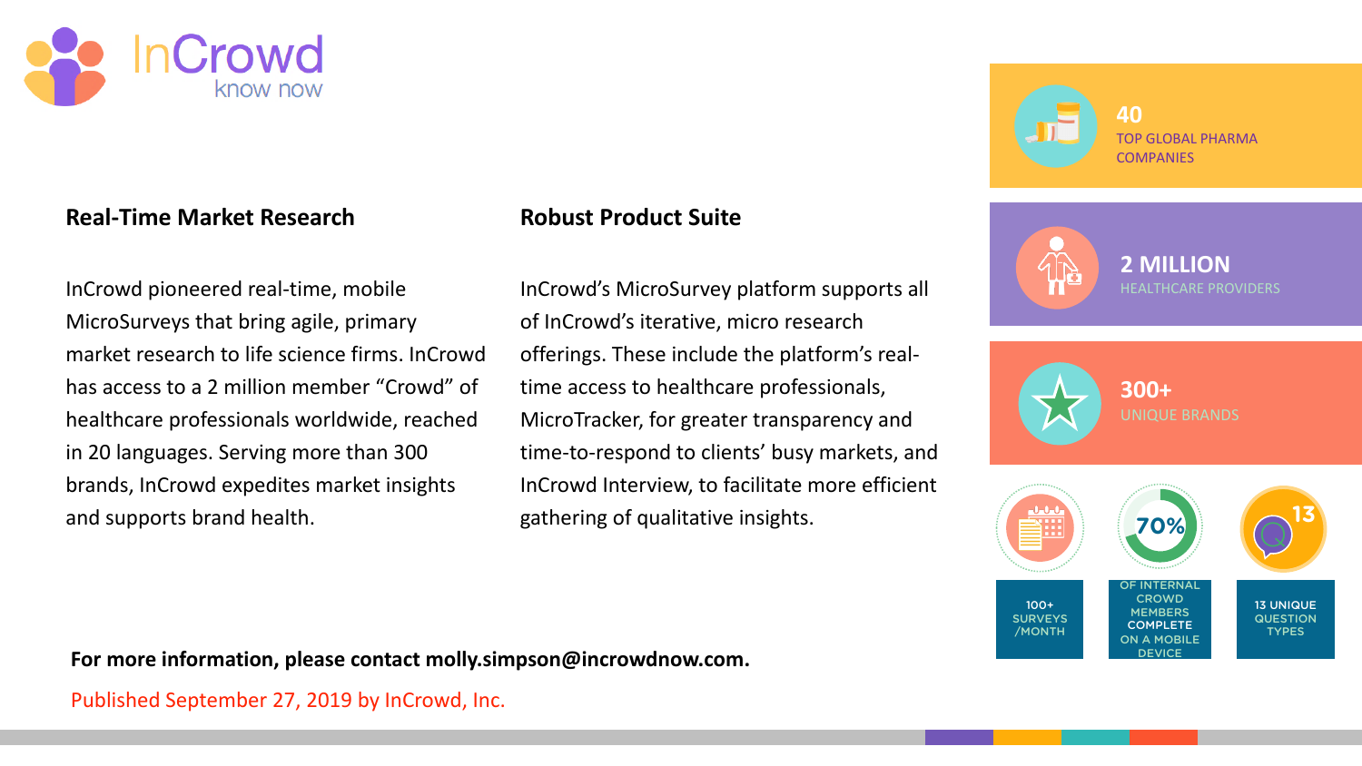InCrowd
know now

### Real-Time Market Research

InCrowd pioneered real-time, mobile MicroSurveys that bring agile, primary market research to life science firms. InCrowd has access to a 2 million member "Crowd" of healthcare professionals worldwide, reached in 20 languages. Serving more than 300 brands, InCrowd expedites market insights and supports brand health.

### Robust Product Suite

InCrowd's MicroSurvey platform supports all of InCrowd's iterative, micro research offerings. These include the platform's real-time access to healthcare professionals, MicroTracker, for greater transparency and time-to-respond to clients' busy markets, and InCrowd Interview, to facilitate more efficient gathering of qualitative insights.

**40**
TOP GLOBAL PHARMA COMPANIES

**2 MILLION**
HEALTHCARE PROVIDERS

**300+**
UNIQUE BRANDS

100+ SURVEYS /MONTH

70% OF INTERNAL CROWD MEMBERS COMPLETE ON A MOBILE DEVICE

13 UNIQUE QUESTION TYPES

**For more information, please contact molly.simpson@incrowdnow.com.**

Published September 27, 2019 by InCrowd, Inc.